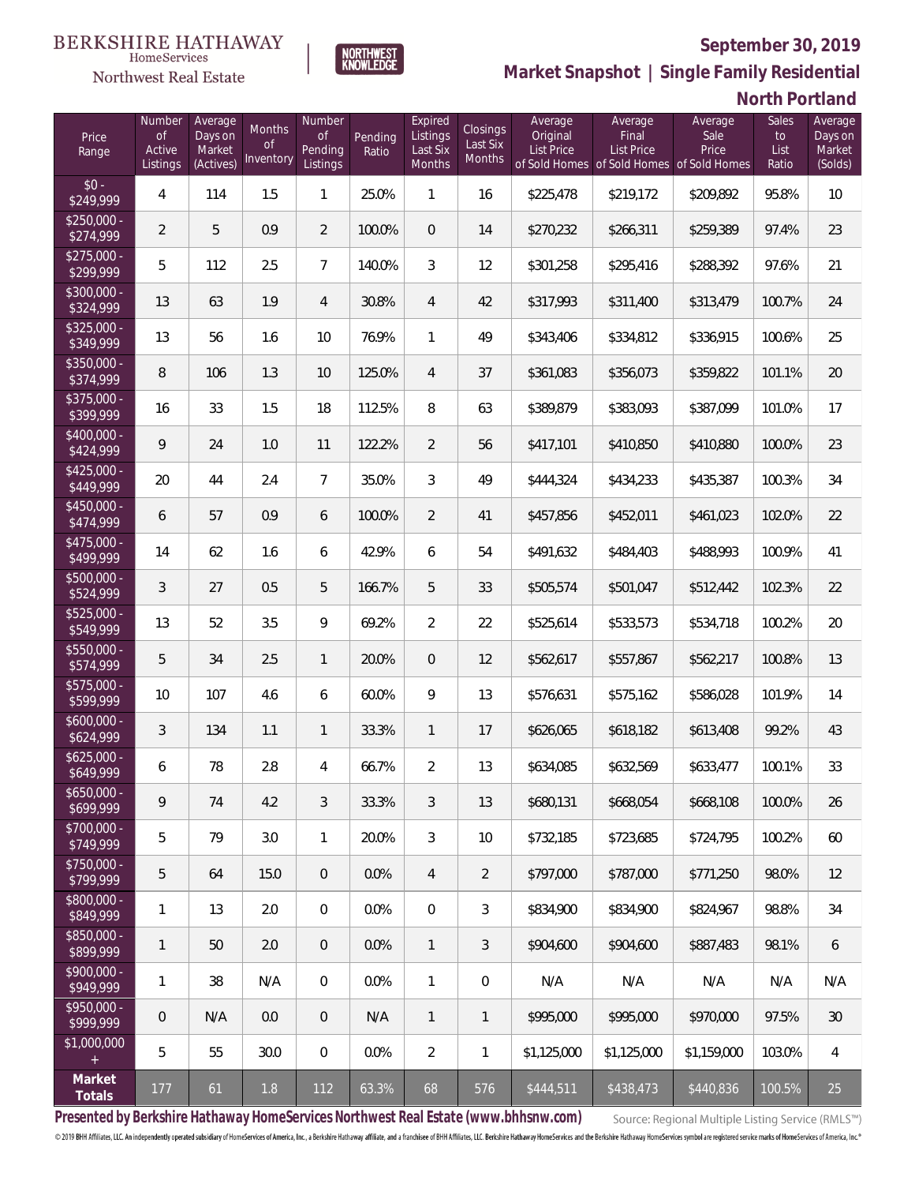BERKSHIRE HATHAWAY HomeServices Northwest Real Estate

NORTHWEST KNOWLEDGE

## September 30, 2019

## Market Snapshot | Single Family Residential

## North Portland

| Price Range | Number of Active Listings | Average Days on Market (Actives) | Months of Inventory | Number of Pending Listings | Pending Ratio | Expired Listings Last Six Months | Closings Last Six Months | Average Original List Price of Sold Homes | Average Final List Price of Sold Homes | Average Sale Price of Sold Homes | Sales to List Ratio | Average Days on Market (Solds) |
|---|---|---|---|---|---|---|---|---|---|---|---|---|
| $0 - $249,999 | 4 | 114 | 1.5 | 1 | 25.0% | 1 | 16 | $225,478 | $219,172 | $209,892 | 95.8% | 10 |
| $250,000 - $274,999 | 2 | 5 | 0.9 | 2 | 100.0% | 0 | 14 | $270,232 | $266,311 | $259,389 | 97.4% | 23 |
| $275,000 - $299,999 | 5 | 112 | 2.5 | 7 | 140.0% | 3 | 12 | $301,258 | $295,416 | $288,392 | 97.6% | 21 |
| $300,000 - $324,999 | 13 | 63 | 1.9 | 4 | 30.8% | 4 | 42 | $317,993 | $311,400 | $313,479 | 100.7% | 24 |
| $325,000 - $349,999 | 13 | 56 | 1.6 | 10 | 76.9% | 1 | 49 | $343,406 | $334,812 | $336,915 | 100.6% | 25 |
| $350,000 - $374,999 | 8 | 106 | 1.3 | 10 | 125.0% | 4 | 37 | $361,083 | $356,073 | $359,822 | 101.1% | 20 |
| $375,000 - $399,999 | 16 | 33 | 1.5 | 18 | 112.5% | 8 | 63 | $389,879 | $383,093 | $387,099 | 101.0% | 17 |
| $400,000 - $424,999 | 9 | 24 | 1.0 | 11 | 122.2% | 2 | 56 | $417,101 | $410,850 | $410,880 | 100.0% | 23 |
| $425,000 - $449,999 | 20 | 44 | 2.4 | 7 | 35.0% | 3 | 49 | $444,324 | $434,233 | $435,387 | 100.3% | 34 |
| $450,000 - $474,999 | 6 | 57 | 0.9 | 6 | 100.0% | 2 | 41 | $457,856 | $452,011 | $461,023 | 102.0% | 22 |
| $475,000 - $499,999 | 14 | 62 | 1.6 | 6 | 42.9% | 6 | 54 | $491,632 | $484,403 | $488,993 | 100.9% | 41 |
| $500,000 - $524,999 | 3 | 27 | 0.5 | 5 | 166.7% | 5 | 33 | $505,574 | $501,047 | $512,442 | 102.3% | 22 |
| $525,000 - $549,999 | 13 | 52 | 3.5 | 9 | 69.2% | 2 | 22 | $525,614 | $533,573 | $534,718 | 100.2% | 20 |
| $550,000 - $574,999 | 5 | 34 | 2.5 | 1 | 20.0% | 0 | 12 | $562,617 | $557,867 | $562,217 | 100.8% | 13 |
| $575,000 - $599,999 | 10 | 107 | 4.6 | 6 | 60.0% | 9 | 13 | $576,631 | $575,162 | $586,028 | 101.9% | 14 |
| $600,000 - $624,999 | 3 | 134 | 1.1 | 1 | 33.3% | 1 | 17 | $626,065 | $618,182 | $613,408 | 99.2% | 43 |
| $625,000 - $649,999 | 6 | 78 | 2.8 | 4 | 66.7% | 2 | 13 | $634,085 | $632,569 | $633,477 | 100.1% | 33 |
| $650,000 - $699,999 | 9 | 74 | 4.2 | 3 | 33.3% | 3 | 13 | $680,131 | $668,054 | $668,108 | 100.0% | 26 |
| $700,000 - $749,999 | 5 | 79 | 3.0 | 1 | 20.0% | 3 | 10 | $732,185 | $723,685 | $724,795 | 100.2% | 60 |
| $750,000 - $799,999 | 5 | 64 | 15.0 | 0 | 0.0% | 4 | 2 | $797,000 | $787,000 | $771,250 | 98.0% | 12 |
| $800,000 - $849,999 | 1 | 13 | 2.0 | 0 | 0.0% | 0 | 3 | $834,900 | $834,900 | $824,967 | 98.8% | 34 |
| $850,000 - $899,999 | 1 | 50 | 2.0 | 0 | 0.0% | 1 | 3 | $904,600 | $904,600 | $887,483 | 98.1% | 6 |
| $900,000 - $949,999 | 1 | 38 | N/A | 0 | 0.0% | 1 | 0 | N/A | N/A | N/A | N/A | N/A |
| $950,000 - $999,999 | 0 | N/A | 0.0 | 0 | N/A | 1 | 1 | $995,000 | $995,000 | $970,000 | 97.5% | 30 |
| $1,000,000 + | 5 | 55 | 30.0 | 0 | 0.0% | 2 | 1 | $1,125,000 | $1,125,000 | $1,159,000 | 103.0% | 4 |
| **Market Totals** | 177 | 61 | 1.8 | 112 | 63.3% | 68 | 576 | $444,511 | $438,473 | $440,836 | 100.5% | 25 |

**Presented by Berkshire Hathaway HomeServices Northwest Real Estate (www.bhhsnw.com)**

Source: Regional Multiple Listing Service (RMLS™)

© 2019 BHH Affiliates, LLC. An independently operated subsidiary of HomeServices of America, Inc., a Berkshire Hathaway affiliate, and a franchisee of BHH Affiliates, LLC. Berkshire Hathaway HomeServices and the Berkshire Hathaway HomeServices symbol are registered service marks of HomeServices of America, Inc.®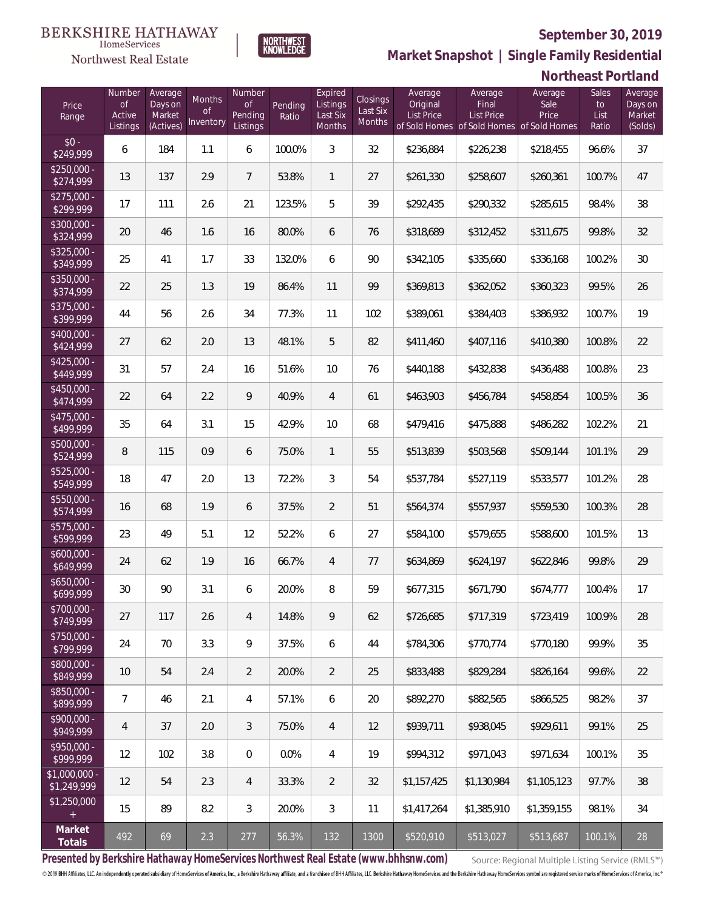BERKSHIRE HATHAWAY HomeServices Northwest Real Estate | NORTHWEST KNOWLEDGE

# September 30, 2019

## Market Snapshot | Single Family Residential

## Northeast Portland

| Price Range | Number of Active Listings | Average Days on Market (Actives) | Months of Inventory | Number of Pending Listings | Pending Ratio | Expired Listings Last Six Months | Closings Last Six Months | Average Original List Price of Sold Homes | Average Final List Price of Sold Homes | Average Sale Price of Sold Homes | Sales to List Ratio | Average Days on Market (Solds) |
|---|---|---|---|---|---|---|---|---|---|---|---|---|
| $0 - $249,999 | 6 | 184 | 1.1 | 6 | 100.0% | 3 | 32 | $236,884 | $226,238 | $218,455 | 96.6% | 37 |
| $250,000 - $274,999 | 13 | 137 | 2.9 | 7 | 53.8% | 1 | 27 | $261,330 | $258,607 | $260,361 | 100.7% | 47 |
| $275,000 - $299,999 | 17 | 111 | 2.6 | 21 | 123.5% | 5 | 39 | $292,435 | $290,332 | $285,615 | 98.4% | 38 |
| $300,000 - $324,999 | 20 | 46 | 1.6 | 16 | 80.0% | 6 | 76 | $318,689 | $312,452 | $311,675 | 99.8% | 32 |
| $325,000 - $349,999 | 25 | 41 | 1.7 | 33 | 132.0% | 6 | 90 | $342,105 | $335,660 | $336,168 | 100.2% | 30 |
| $350,000 - $374,999 | 22 | 25 | 1.3 | 19 | 86.4% | 11 | 99 | $369,813 | $362,052 | $360,323 | 99.5% | 26 |
| $375,000 - $399,999 | 44 | 56 | 2.6 | 34 | 77.3% | 11 | 102 | $389,061 | $384,403 | $386,932 | 100.7% | 19 |
| $400,000 - $424,999 | 27 | 62 | 2.0 | 13 | 48.1% | 5 | 82 | $411,460 | $407,116 | $410,380 | 100.8% | 22 |
| $425,000 - $449,999 | 31 | 57 | 2.4 | 16 | 51.6% | 10 | 76 | $440,188 | $432,838 | $436,488 | 100.8% | 23 |
| $450,000 - $474,999 | 22 | 64 | 2.2 | 9 | 40.9% | 4 | 61 | $463,903 | $456,784 | $458,854 | 100.5% | 36 |
| $475,000 - $499,999 | 35 | 64 | 3.1 | 15 | 42.9% | 10 | 68 | $479,416 | $475,888 | $486,282 | 102.2% | 21 |
| $500,000 - $524,999 | 8 | 115 | 0.9 | 6 | 75.0% | 1 | 55 | $513,839 | $503,568 | $509,144 | 101.1% | 29 |
| $525,000 - $549,999 | 18 | 47 | 2.0 | 13 | 72.2% | 3 | 54 | $537,784 | $527,119 | $533,577 | 101.2% | 28 |
| $550,000 - $574,999 | 16 | 68 | 1.9 | 6 | 37.5% | 2 | 51 | $564,374 | $557,937 | $559,530 | 100.3% | 28 |
| $575,000 - $599,999 | 23 | 49 | 5.1 | 12 | 52.2% | 6 | 27 | $584,100 | $579,655 | $588,600 | 101.5% | 13 |
| $600,000 - $649,999 | 24 | 62 | 1.9 | 16 | 66.7% | 4 | 77 | $634,869 | $624,197 | $622,846 | 99.8% | 29 |
| $650,000 - $699,999 | 30 | 90 | 3.1 | 6 | 20.0% | 8 | 59 | $677,315 | $671,790 | $674,777 | 100.4% | 17 |
| $700,000 - $749,999 | 27 | 117 | 2.6 | 4 | 14.8% | 9 | 62 | $726,685 | $717,319 | $723,419 | 100.9% | 28 |
| $750,000 - $799,999 | 24 | 70 | 3.3 | 9 | 37.5% | 6 | 44 | $784,306 | $770,774 | $770,180 | 99.9% | 35 |
| $800,000 - $849,999 | 10 | 54 | 2.4 | 2 | 20.0% | 2 | 25 | $833,488 | $829,284 | $826,164 | 99.6% | 22 |
| $850,000 - $899,999 | 7 | 46 | 2.1 | 4 | 57.1% | 6 | 20 | $892,270 | $882,565 | $866,525 | 98.2% | 37 |
| $900,000 - $949,999 | 4 | 37 | 2.0 | 3 | 75.0% | 4 | 12 | $939,711 | $938,045 | $929,611 | 99.1% | 25 |
| $950,000 - $999,999 | 12 | 102 | 3.8 | 0 | 0.0% | 4 | 19 | $994,312 | $971,043 | $971,634 | 100.1% | 35 |
| $1,000,000 - $1,249,999 | 12 | 54 | 2.3 | 4 | 33.3% | 2 | 32 | $1,157,425 | $1,130,984 | $1,105,123 | 97.7% | 38 |
| $1,250,000 + | 15 | 89 | 8.2 | 3 | 20.0% | 3 | 11 | $1,417,264 | $1,385,910 | $1,359,155 | 98.1% | 34 |
| **Market Totals** | 492 | 69 | 2.3 | 277 | 56.3% | 132 | 1300 | $520,910 | $513,027 | $513,687 | 100.1% | 28 |

**Presented by Berkshire Hathaway HomeServices Northwest Real Estate (www.bhhsnw.com)**

Source: Regional Multiple Listing Service (RMLS™)

© 2019 BHH Affiliates, LLC. An independently operated subsidiary of HomeServices of America, Inc., a Berkshire Hathaway affiliate, and a franchisee of BHH Affiliates, LLC. Berkshire Hathaway HomeServices and the Berkshire Hathaway HomeServices symbol are registered service marks of HomeServices of America, Inc.®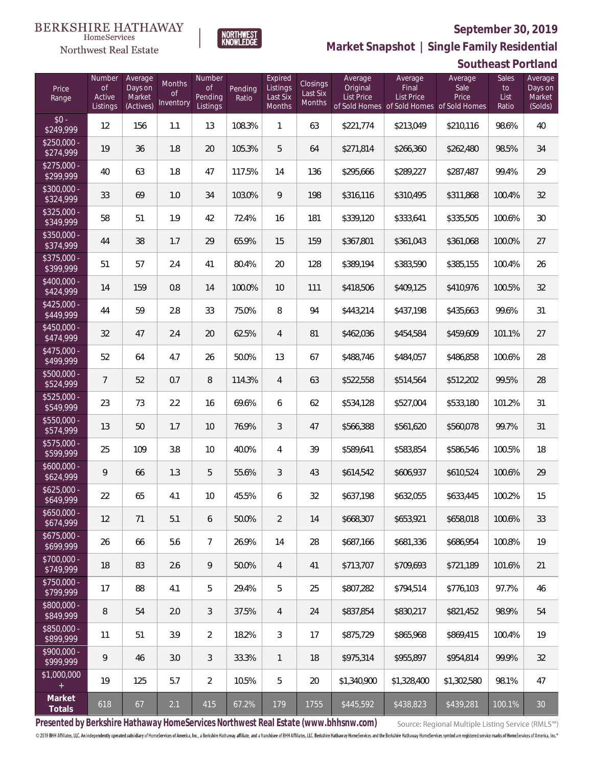BERKSHIRE HATHAWAY HomeServices Northwest Real Estate

# September 30, 2019

## Market Snapshot | Single Family Residential

## Southeast Portland

| Price Range | Number of Active Listings | Average Days on Market (Actives) | Months of Inventory | Number of Pending Listings | Pending Ratio | Expired Listings Last Six Months | Closings Last Six Months | Average Original List Price of Sold Homes | Average Final List Price of Sold Homes | Average Sale Price of Sold Homes | Sales to List Ratio | Average Days on Market (Solds) |
|---|---|---|---|---|---|---|---|---|---|---|---|---|
| $0 - $249,999 | 12 | 156 | 1.1 | 13 | 108.3% | 1 | 63 | $221,774 | $213,049 | $210,116 | 98.6% | 40 |
| $250,000 - $274,999 | 19 | 36 | 1.8 | 20 | 105.3% | 5 | 64 | $271,814 | $266,360 | $262,480 | 98.5% | 34 |
| $275,000 - $299,999 | 40 | 63 | 1.8 | 47 | 117.5% | 14 | 136 | $295,666 | $289,227 | $287,487 | 99.4% | 29 |
| $300,000 - $324,999 | 33 | 69 | 1.0 | 34 | 103.0% | 9 | 198 | $316,116 | $310,495 | $311,868 | 100.4% | 32 |
| $325,000 - $349,999 | 58 | 51 | 1.9 | 42 | 72.4% | 16 | 181 | $339,120 | $333,641 | $335,505 | 100.6% | 30 |
| $350,000 - $374,999 | 44 | 38 | 1.7 | 29 | 65.9% | 15 | 159 | $367,801 | $361,043 | $361,068 | 100.0% | 27 |
| $375,000 - $399,999 | 51 | 57 | 2.4 | 41 | 80.4% | 20 | 128 | $389,194 | $383,590 | $385,155 | 100.4% | 26 |
| $400,000 - $424,999 | 14 | 159 | 0.8 | 14 | 100.0% | 10 | 111 | $418,506 | $409,125 | $410,976 | 100.5% | 32 |
| $425,000 - $449,999 | 44 | 59 | 2.8 | 33 | 75.0% | 8 | 94 | $443,214 | $437,198 | $435,663 | 99.6% | 31 |
| $450,000 - $474,999 | 32 | 47 | 2.4 | 20 | 62.5% | 4 | 81 | $462,036 | $454,584 | $459,609 | 101.1% | 27 |
| $475,000 - $499,999 | 52 | 64 | 4.7 | 26 | 50.0% | 13 | 67 | $488,746 | $484,057 | $486,858 | 100.6% | 28 |
| $500,000 - $524,999 | 7 | 52 | 0.7 | 8 | 114.3% | 4 | 63 | $522,558 | $514,564 | $512,202 | 99.5% | 28 |
| $525,000 - $549,999 | 23 | 73 | 2.2 | 16 | 69.6% | 6 | 62 | $534,128 | $527,004 | $533,180 | 101.2% | 31 |
| $550,000 - $574,999 | 13 | 50 | 1.7 | 10 | 76.9% | 3 | 47 | $566,388 | $561,620 | $560,078 | 99.7% | 31 |
| $575,000 - $599,999 | 25 | 109 | 3.8 | 10 | 40.0% | 4 | 39 | $589,641 | $583,854 | $586,546 | 100.5% | 18 |
| $600,000 - $624,999 | 9 | 66 | 1.3 | 5 | 55.6% | 3 | 43 | $614,542 | $606,937 | $610,524 | 100.6% | 29 |
| $625,000 - $649,999 | 22 | 65 | 4.1 | 10 | 45.5% | 6 | 32 | $637,198 | $632,055 | $633,445 | 100.2% | 15 |
| $650,000 - $674,999 | 12 | 71 | 5.1 | 6 | 50.0% | 2 | 14 | $668,307 | $653,921 | $658,018 | 100.6% | 33 |
| $675,000 - $699,999 | 26 | 66 | 5.6 | 7 | 26.9% | 14 | 28 | $687,166 | $681,336 | $686,954 | 100.8% | 19 |
| $700,000 - $749,999 | 18 | 83 | 2.6 | 9 | 50.0% | 4 | 41 | $713,707 | $709,693 | $721,189 | 101.6% | 21 |
| $750,000 - $799,999 | 17 | 88 | 4.1 | 5 | 29.4% | 5 | 25 | $807,282 | $794,514 | $776,103 | 97.7% | 46 |
| $800,000 - $849,999 | 8 | 54 | 2.0 | 3 | 37.5% | 4 | 24 | $837,854 | $830,217 | $821,452 | 98.9% | 54 |
| $850,000 - $899,999 | 11 | 51 | 3.9 | 2 | 18.2% | 3 | 17 | $875,729 | $865,968 | $869,415 | 100.4% | 19 |
| $900,000 - $999,999 | 9 | 46 | 3.0 | 3 | 33.3% | 1 | 18 | $975,314 | $955,897 | $954,814 | 99.9% | 32 |
| $1,000,000 + | 19 | 125 | 5.7 | 2 | 10.5% | 5 | 20 | $1,340,900 | $1,328,400 | $1,302,580 | 98.1% | 47 |
| **Market Totals** | 618 | 67 | 2.1 | 415 | 67.2% | 179 | 1755 | $445,592 | $438,823 | $439,281 | 100.1% | 30 |

**Presented by Berkshire Hathaway HomeServices Northwest Real Estate (www.bhhsnw.com)**

Source: Regional Multiple Listing Service (RMLS™)

© 2019 BHH Affiliates, LLC. An independently operated subsidiary of HomeServices of America, Inc., a Berkshire Hathaway affiliate, and a franchisee of BHH Affiliates, LLC. Berkshire Hathaway HomeServices and the Berkshire Hathaway HomeServices symbol are registered service marks of HomeServices of America, Inc.®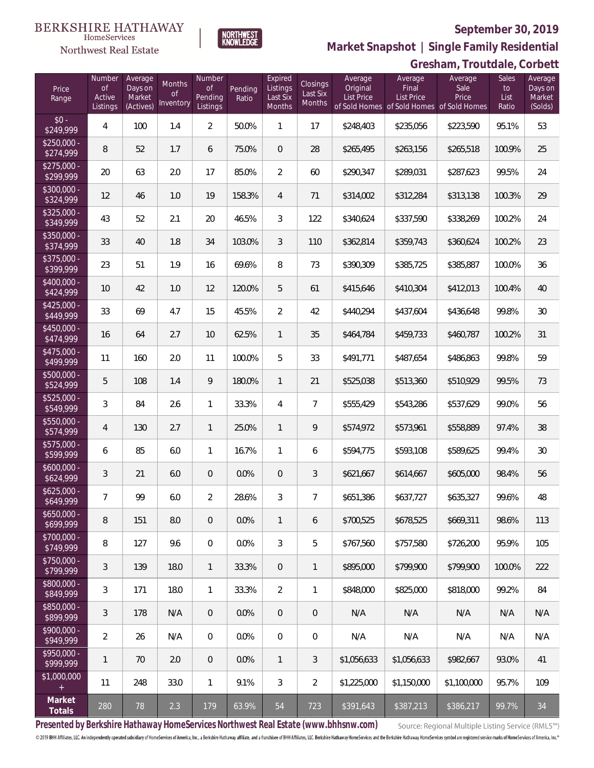BERKSHIRE HATHAWAY HomeServices Northwest Real Estate

NORTHWEST KNOWLEDGE

## September 30, 2019

## Market Snapshot | Single Family Residential

## Gresham, Troutdale, Corbett

| Price Range | Number of Active Listings | Average Days on Market (Actives) | Months of Inventory | Number of Pending Listings | Pending Ratio | Expired Listings Last Six Months | Closings Last Six Months | Average Original List Price of Sold Homes | Average Final List Price of Sold Homes | Average Sale Price of Sold Homes | Sales to List Ratio | Average Days on Market (Solds) |
|---|---|---|---|---|---|---|---|---|---|---|---|---|
| $0 - $249,999 | 4 | 100 | 1.4 | 2 | 50.0% | 1 | 17 | $248,403 | $235,056 | $223,590 | 95.1% | 53 |
| $250,000 - $274,999 | 8 | 52 | 1.7 | 6 | 75.0% | 0 | 28 | $265,495 | $263,156 | $265,518 | 100.9% | 25 |
| $275,000 - $299,999 | 20 | 63 | 2.0 | 17 | 85.0% | 2 | 60 | $290,347 | $289,031 | $287,623 | 99.5% | 24 |
| $300,000 - $324,999 | 12 | 46 | 1.0 | 19 | 158.3% | 4 | 71 | $314,002 | $312,284 | $313,138 | 100.3% | 29 |
| $325,000 - $349,999 | 43 | 52 | 2.1 | 20 | 46.5% | 3 | 122 | $340,624 | $337,590 | $338,269 | 100.2% | 24 |
| $350,000 - $374,999 | 33 | 40 | 1.8 | 34 | 103.0% | 3 | 110 | $362,814 | $359,743 | $360,624 | 100.2% | 23 |
| $375,000 - $399,999 | 23 | 51 | 1.9 | 16 | 69.6% | 8 | 73 | $390,309 | $385,725 | $385,887 | 100.0% | 36 |
| $400,000 - $424,999 | 10 | 42 | 1.0 | 12 | 120.0% | 5 | 61 | $415,646 | $410,304 | $412,013 | 100.4% | 40 |
| $425,000 - $449,999 | 33 | 69 | 4.7 | 15 | 45.5% | 2 | 42 | $440,294 | $437,604 | $436,648 | 99.8% | 30 |
| $450,000 - $474,999 | 16 | 64 | 2.7 | 10 | 62.5% | 1 | 35 | $464,784 | $459,733 | $460,787 | 100.2% | 31 |
| $475,000 - $499,999 | 11 | 160 | 2.0 | 11 | 100.0% | 5 | 33 | $491,771 | $487,654 | $486,863 | 99.8% | 59 |
| $500,000 - $524,999 | 5 | 108 | 1.4 | 9 | 180.0% | 1 | 21 | $525,038 | $513,360 | $510,929 | 99.5% | 73 |
| $525,000 - $549,999 | 3 | 84 | 2.6 | 1 | 33.3% | 4 | 7 | $555,429 | $543,286 | $537,629 | 99.0% | 56 |
| $550,000 - $574,999 | 4 | 130 | 2.7 | 1 | 25.0% | 1 | 9 | $574,972 | $573,961 | $558,889 | 97.4% | 38 |
| $575,000 - $599,999 | 6 | 85 | 6.0 | 1 | 16.7% | 1 | 6 | $594,775 | $593,108 | $589,625 | 99.4% | 30 |
| $600,000 - $624,999 | 3 | 21 | 6.0 | 0 | 0.0% | 0 | 3 | $621,667 | $614,667 | $605,000 | 98.4% | 56 |
| $625,000 - $649,999 | 7 | 99 | 6.0 | 2 | 28.6% | 3 | 7 | $651,386 | $637,727 | $635,327 | 99.6% | 48 |
| $650,000 - $699,999 | 8 | 151 | 8.0 | 0 | 0.0% | 1 | 6 | $700,525 | $678,525 | $669,311 | 98.6% | 113 |
| $700,000 - $749,999 | 8 | 127 | 9.6 | 0 | 0.0% | 3 | 5 | $767,560 | $757,580 | $726,200 | 95.9% | 105 |
| $750,000 - $799,999 | 3 | 139 | 18.0 | 1 | 33.3% | 0 | 1 | $895,000 | $799,900 | $799,900 | 100.0% | 222 |
| $800,000 - $849,999 | 3 | 171 | 18.0 | 1 | 33.3% | 2 | 1 | $848,000 | $825,000 | $818,000 | 99.2% | 84 |
| $850,000 - $899,999 | 3 | 178 | N/A | 0 | 0.0% | 0 | 0 | N/A | N/A | N/A | N/A | N/A |
| $900,000 - $949,999 | 2 | 26 | N/A | 0 | 0.0% | 0 | 0 | N/A | N/A | N/A | N/A | N/A |
| $950,000 - $999,999 | 1 | 70 | 2.0 | 0 | 0.0% | 1 | 3 | $1,056,633 | $1,056,633 | $982,667 | 93.0% | 41 |
| $1,000,000 + | 11 | 248 | 33.0 | 1 | 9.1% | 3 | 2 | $1,225,000 | $1,150,000 | $1,100,000 | 95.7% | 109 |
| **Market Totals** | 280 | 78 | 2.3 | 179 | 63.9% | 54 | 723 | $391,643 | $387,213 | $386,217 | 99.7% | 34 |

**Presented by Berkshire Hathaway HomeServices Northwest Real Estate (www.bhhsnw.com)**

Source: Regional Multiple Listing Service (RMLS™)

© 2019 BHH Affiliates, LLC. An independently operated subsidiary of HomeServices of America, Inc., a Berkshire Hathaway affiliate, and a franchisee of BHH Affiliates, LLC. Berkshire Hathaway HomeServices and the Berkshire Hathaway HomeServices symbol are registered service marks of HomeServices of America, Inc.®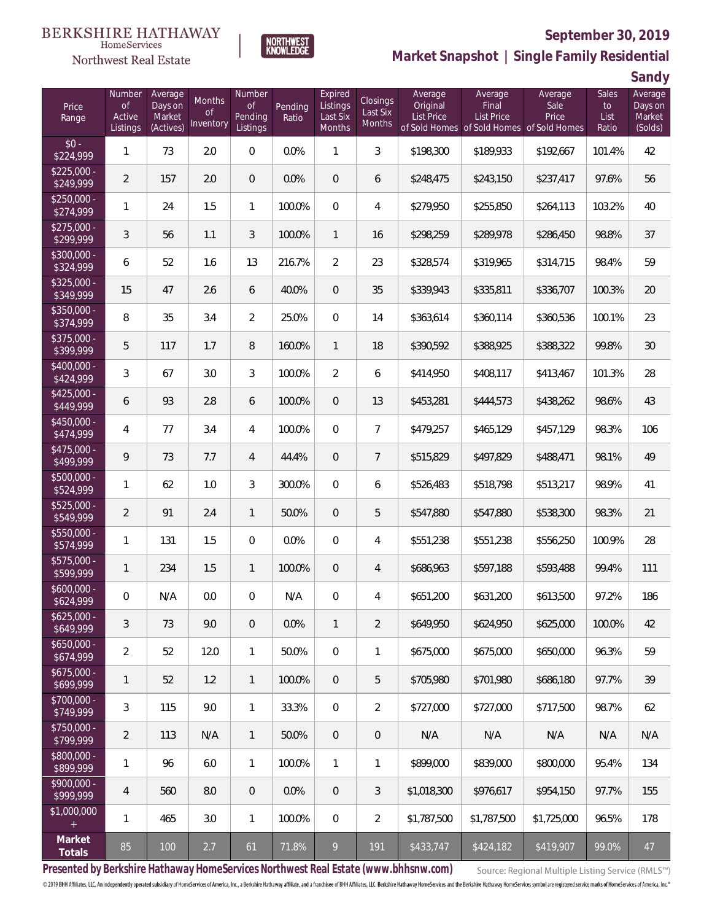BERKSHIRE HATHAWAY HomeServices

Northwest Real Estate

NORTHWEST KNOWLEDGE

**September 30, 2019**

**Market Snapshot | Single Family Residential**

**Sandy**

| Price Range | Number of Active Listings | Average Days on Market (Actives) | Months of Inventory | Number of Pending Listings | Pending Ratio | Expired Listings Last Six Months | Closings Last Six Months | Average Original List Price of Sold Homes | Average Final List Price of Sold Homes | Average Sale Price of Sold Homes | Sales to List Ratio | Average Days on Market (Solds) |
|---|---|---|---|---|---|---|---|---|---|---|---|---|
| $0 - $224,999 | 1 | 73 | 2.0 | 0 | 0.0% | 1 | 3 | $198,300 | $189,933 | $192,667 | 101.4% | 42 |
| $225,000 - $249,999 | 2 | 157 | 2.0 | 0 | 0.0% | 0 | 6 | $248,475 | $243,150 | $237,417 | 97.6% | 56 |
| $250,000 - $274,999 | 1 | 24 | 1.5 | 1 | 100.0% | 0 | 4 | $279,950 | $255,850 | $264,113 | 103.2% | 40 |
| $275,000 - $299,999 | 3 | 56 | 1.1 | 3 | 100.0% | 1 | 16 | $298,259 | $289,978 | $286,450 | 98.8% | 37 |
| $300,000 - $324,999 | 6 | 52 | 1.6 | 13 | 216.7% | 2 | 23 | $328,574 | $319,965 | $314,715 | 98.4% | 59 |
| $325,000 - $349,999 | 15 | 47 | 2.6 | 6 | 40.0% | 0 | 35 | $339,943 | $335,811 | $336,707 | 100.3% | 20 |
| $350,000 - $374,999 | 8 | 35 | 3.4 | 2 | 25.0% | 0 | 14 | $363,614 | $360,114 | $360,536 | 100.1% | 23 |
| $375,000 - $399,999 | 5 | 117 | 1.7 | 8 | 160.0% | 1 | 18 | $390,592 | $388,925 | $388,322 | 99.8% | 30 |
| $400,000 - $424,999 | 3 | 67 | 3.0 | 3 | 100.0% | 2 | 6 | $414,950 | $408,117 | $413,467 | 101.3% | 28 |
| $425,000 - $449,999 | 6 | 93 | 2.8 | 6 | 100.0% | 0 | 13 | $453,281 | $444,573 | $438,262 | 98.6% | 43 |
| $450,000 - $474,999 | 4 | 77 | 3.4 | 4 | 100.0% | 0 | 7 | $479,257 | $465,129 | $457,129 | 98.3% | 106 |
| $475,000 - $499,999 | 9 | 73 | 7.7 | 4 | 44.4% | 0 | 7 | $515,829 | $497,829 | $488,471 | 98.1% | 49 |
| $500,000 - $524,999 | 1 | 62 | 1.0 | 3 | 300.0% | 0 | 6 | $526,483 | $518,798 | $513,217 | 98.9% | 41 |
| $525,000 - $549,999 | 2 | 91 | 2.4 | 1 | 50.0% | 0 | 5 | $547,880 | $547,880 | $538,300 | 98.3% | 21 |
| $550,000 - $574,999 | 1 | 131 | 1.5 | 0 | 0.0% | 0 | 4 | $551,238 | $551,238 | $556,250 | 100.9% | 28 |
| $575,000 - $599,999 | 1 | 234 | 1.5 | 1 | 100.0% | 0 | 4 | $686,963 | $597,188 | $593,488 | 99.4% | 111 |
| $600,000 - $624,999 | 0 | N/A | 0.0 | 0 | N/A | 0 | 4 | $651,200 | $631,200 | $613,500 | 97.2% | 186 |
| $625,000 - $649,999 | 3 | 73 | 9.0 | 0 | 0.0% | 1 | 2 | $649,950 | $624,950 | $625,000 | 100.0% | 42 |
| $650,000 - $674,999 | 2 | 52 | 12.0 | 1 | 50.0% | 0 | 1 | $675,000 | $675,000 | $650,000 | 96.3% | 59 |
| $675,000 - $699,999 | 1 | 52 | 1.2 | 1 | 100.0% | 0 | 5 | $705,980 | $701,980 | $686,180 | 97.7% | 39 |
| $700,000 - $749,999 | 3 | 115 | 9.0 | 1 | 33.3% | 0 | 2 | $727,000 | $727,000 | $717,500 | 98.7% | 62 |
| $750,000 - $799,999 | 2 | 113 | N/A | 1 | 50.0% | 0 | 0 | N/A | N/A | N/A | N/A | N/A |
| $800,000 - $899,999 | 1 | 96 | 6.0 | 1 | 100.0% | 1 | 1 | $899,000 | $839,000 | $800,000 | 95.4% | 134 |
| $900,000 - $999,999 | 4 | 560 | 8.0 | 0 | 0.0% | 0 | 3 | $1,018,300 | $976,617 | $954,150 | 97.7% | 155 |
| $1,000,000 + | 1 | 465 | 3.0 | 1 | 100.0% | 0 | 2 | $1,787,500 | $1,787,500 | $1,725,000 | 96.5% | 178 |
| **Market Totals** | 85 | 100 | 2.7 | 61 | 71.8% | 9 | 191 | $433,747 | $424,182 | $419,907 | 99.0% | 47 |

**Presented by Berkshire Hathaway HomeServices Northwest Real Estate (www.bhhsnw.com)**

Source: Regional Multiple Listing Service (RMLS™)

© 2019 BHH Affiliates, LLC. An independently operated subsidiary of HomeServices of America, Inc., a Berkshire Hathaway affiliate, and a franchisee of BHH Affiliates, LLC. Berkshire Hathaway HomeServices and the Berkshire Hathaway HomeServices symbol are registered service marks of HomeServices of America, Inc.®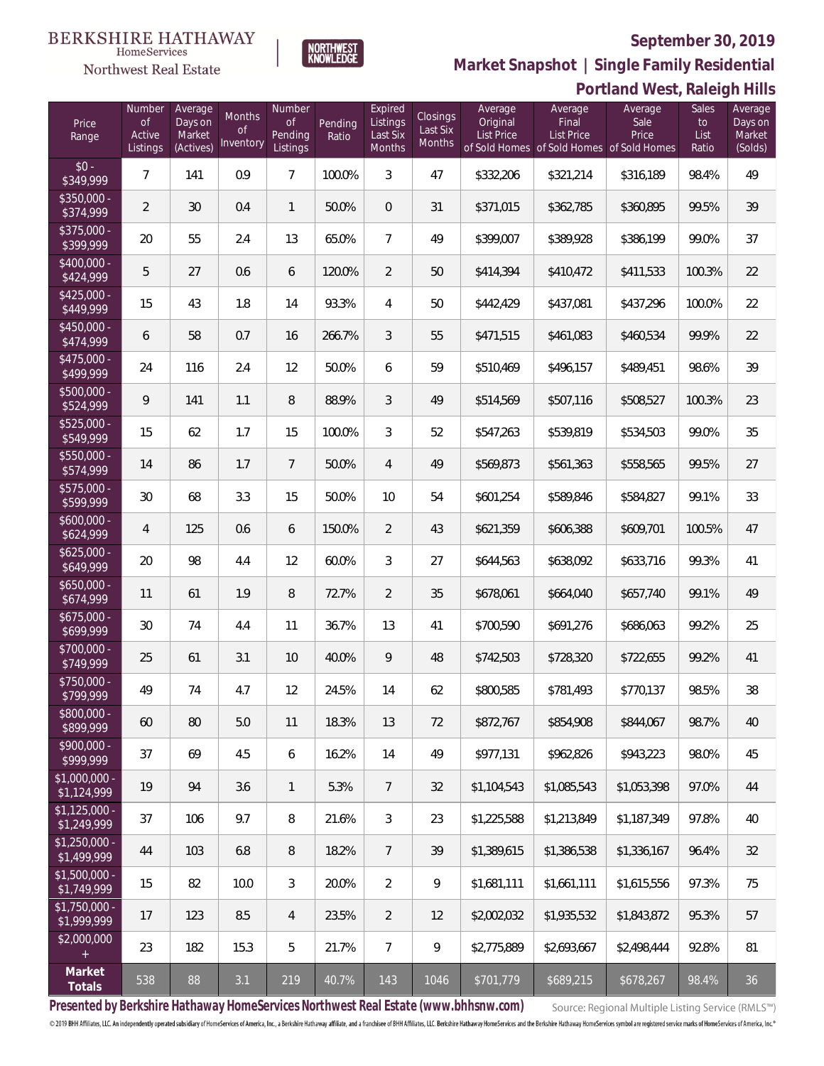BERKSHIRE HATHAWAY HomeServices Northwest Real Estate

NORTHWEST KNOWLEDGE

## September 30, 2019

## Market Snapshot | Single Family Residential

## Portland West, Raleigh Hills

| Price Range | Number of Active Listings | Average Days on Market (Actives) | Months of Inventory | Number of Pending Listings | Pending Ratio | Expired Listings Last Six Months | Closings Last Six Months | Average Original List Price of Sold Homes | Average Final List Price of Sold Homes | Average Sale Price of Sold Homes | Sales to List Ratio | Average Days on Market (Solds) |
|---|---|---|---|---|---|---|---|---|---|---|---|---|
| $0 - $349,999 | 7 | 141 | 0.9 | 7 | 100.0% | 3 | 47 | $332,206 | $321,214 | $316,189 | 98.4% | 49 |
| $350,000 - $374,999 | 2 | 30 | 0.4 | 1 | 50.0% | 0 | 31 | $371,015 | $362,785 | $360,895 | 99.5% | 39 |
| $375,000 - $399,999 | 20 | 55 | 2.4 | 13 | 65.0% | 7 | 49 | $399,007 | $389,928 | $386,199 | 99.0% | 37 |
| $400,000 - $424,999 | 5 | 27 | 0.6 | 6 | 120.0% | 2 | 50 | $414,394 | $410,472 | $411,533 | 100.3% | 22 |
| $425,000 - $449,999 | 15 | 43 | 1.8 | 14 | 93.3% | 4 | 50 | $442,429 | $437,081 | $437,296 | 100.0% | 22 |
| $450,000 - $474,999 | 6 | 58 | 0.7 | 16 | 266.7% | 3 | 55 | $471,515 | $461,083 | $460,534 | 99.9% | 22 |
| $475,000 - $499,999 | 24 | 116 | 2.4 | 12 | 50.0% | 6 | 59 | $510,469 | $496,157 | $489,451 | 98.6% | 39 |
| $500,000 - $524,999 | 9 | 141 | 1.1 | 8 | 88.9% | 3 | 49 | $514,569 | $507,116 | $508,527 | 100.3% | 23 |
| $525,000 - $549,999 | 15 | 62 | 1.7 | 15 | 100.0% | 3 | 52 | $547,263 | $539,819 | $534,503 | 99.0% | 35 |
| $550,000 - $574,999 | 14 | 86 | 1.7 | 7 | 50.0% | 4 | 49 | $569,873 | $561,363 | $558,565 | 99.5% | 27 |
| $575,000 - $599,999 | 30 | 68 | 3.3 | 15 | 50.0% | 10 | 54 | $601,254 | $589,846 | $584,827 | 99.1% | 33 |
| $600,000 - $624,999 | 4 | 125 | 0.6 | 6 | 150.0% | 2 | 43 | $621,359 | $606,388 | $609,701 | 100.5% | 47 |
| $625,000 - $649,999 | 20 | 98 | 4.4 | 12 | 60.0% | 3 | 27 | $644,563 | $638,092 | $633,716 | 99.3% | 41 |
| $650,000 - $674,999 | 11 | 61 | 1.9 | 8 | 72.7% | 2 | 35 | $678,061 | $664,040 | $657,740 | 99.1% | 49 |
| $675,000 - $699,999 | 30 | 74 | 4.4 | 11 | 36.7% | 13 | 41 | $700,590 | $691,276 | $686,063 | 99.2% | 25 |
| $700,000 - $749,999 | 25 | 61 | 3.1 | 10 | 40.0% | 9 | 48 | $742,503 | $728,320 | $722,655 | 99.2% | 41 |
| $750,000 - $799,999 | 49 | 74 | 4.7 | 12 | 24.5% | 14 | 62 | $800,585 | $781,493 | $770,137 | 98.5% | 38 |
| $800,000 - $899,999 | 60 | 80 | 5.0 | 11 | 18.3% | 13 | 72 | $872,767 | $854,908 | $844,067 | 98.7% | 40 |
| $900,000 - $999,999 | 37 | 69 | 4.5 | 6 | 16.2% | 14 | 49 | $977,131 | $962,826 | $943,223 | 98.0% | 45 |
| $1,000,000 - $1,124,999 | 19 | 94 | 3.6 | 1 | 5.3% | 7 | 32 | $1,104,543 | $1,085,543 | $1,053,398 | 97.0% | 44 |
| $1,125,000 - $1,249,999 | 37 | 106 | 9.7 | 8 | 21.6% | 3 | 23 | $1,225,588 | $1,213,849 | $1,187,349 | 97.8% | 40 |
| $1,250,000 - $1,499,999 | 44 | 103 | 6.8 | 8 | 18.2% | 7 | 39 | $1,389,615 | $1,386,538 | $1,336,167 | 96.4% | 32 |
| $1,500,000 - $1,749,999 | 15 | 82 | 10.0 | 3 | 20.0% | 2 | 9 | $1,681,111 | $1,661,111 | $1,615,556 | 97.3% | 75 |
| $1,750,000 - $1,999,999 | 17 | 123 | 8.5 | 4 | 23.5% | 2 | 12 | $2,002,032 | $1,935,532 | $1,843,872 | 95.3% | 57 |
| $2,000,000 + | 23 | 182 | 15.3 | 5 | 21.7% | 7 | 9 | $2,775,889 | $2,693,667 | $2,498,444 | 92.8% | 81 |
| **Market Totals** | 538 | 88 | 3.1 | 219 | 40.7% | 143 | 1046 | $701,779 | $689,215 | $678,267 | 98.4% | 36 |

**Presented by Berkshire Hathaway HomeServices Northwest Real Estate (www.bhhsnw.com)**

Source: Regional Multiple Listing Service (RMLS™)

© 2019 BHH Affiliates, LLC. An independently operated subsidiary of HomeServices of America, Inc., a Berkshire Hathaway affiliate, and a franchisee of BHH Affiliates, LLC. Berkshire Hathaway HomeServices and the Berkshire Hathaway HomeServices symbol are registered service marks of HomeServices of America, Inc.®